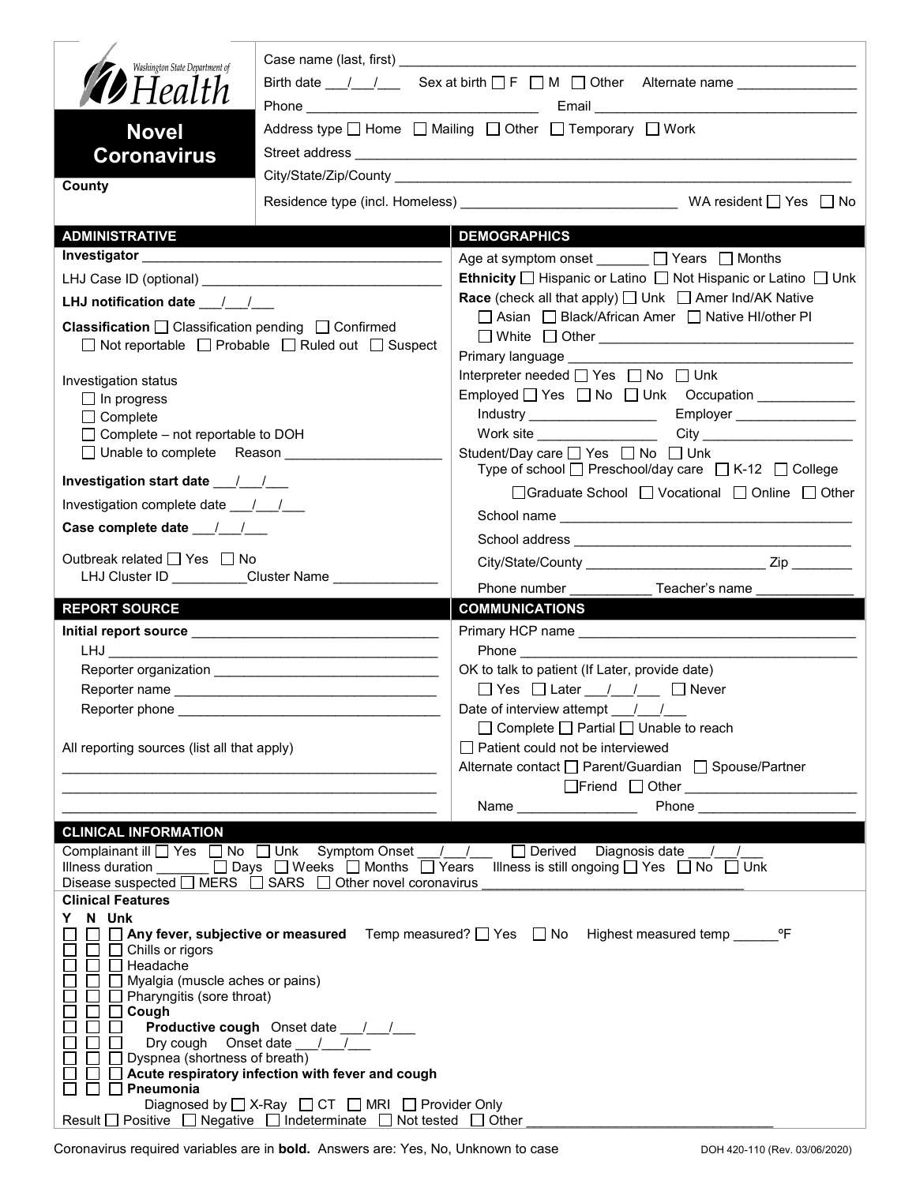Washington State Department of Health

# Novel Coronavirus

**County**

Case name (last, first) ______________________________

Birth date ___/___/___ Sex at birth ☐ F ☐ M ☐ Other Alternate name ________________

Phone ______________________________ Email ______________________________

Address type ☐ Home ☐ Mailing ☐ Other ☐ Temporary ☐ Work

Street address ______________________________

City/State/Zip/County ______________________________

Residence type (incl. Homeless) ______________________________ WA resident ☐ Yes ☐ No

## ADMINISTRATIVE

**Investigator** ______________________________

LHJ Case ID (optional) ______________________________

**LHJ notification date** ___/___/___

**Classification** ☐ Classification pending ☐ Confirmed ☐ Not reportable ☐ Probable ☐ Ruled out ☐ Suspect

Investigation status
- ☐ In progress
- ☐ Complete
- ☐ Complete – not reportable to DOH
- ☐ Unable to complete Reason ____________________

**Investigation start date** ___/___/___

Investigation complete date ___/___/___

**Case complete date** ___/___/___

Outbreak related ☐ Yes ☐ No
LHJ Cluster ID __________ Cluster Name ______________

## DEMOGRAPHICS

Age at symptom onset _______ ☐ Years ☐ Months

**Ethnicity** ☐ Hispanic or Latino ☐ Not Hispanic or Latino ☐ Unk

**Race** (check all that apply) ☐ Unk ☐ Amer Ind/AK Native ☐ Asian ☐ Black/African Amer ☐ Native HI/other PI ☐ White ☐ Other ______________________________

Primary language ______________________________

Interpreter needed ☐ Yes ☐ No ☐ Unk

Employed ☐ Yes ☐ No ☐ Unk Occupation ____________
Industry ________________ Employer ________________
Work site ________________ City ____________________

Student/Day care ☐ Yes ☐ No ☐ Unk
Type of school ☐ Preschool/day care ☐ K-12 ☐ College ☐ Graduate School ☐ Vocational ☐ Online ☐ Other
School name ______________________________
School address ______________________________
City/State/County ________________________ Zip ________
Phone number ___________ Teacher's name _____________

## REPORT SOURCE

**Initial report source** ______________________________
LHJ ______________________________
Reporter organization ______________________________
Reporter name ______________________________
Reporter phone ______________________________

All reporting sources (list all that apply)
______________________________
______________________________
______________________________

## COMMUNICATIONS

Primary HCP name ______________________________
Phone ______________________________

OK to talk to patient (If Later, provide date)
☐ Yes ☐ Later ___/___/___ ☐ Never

Date of interview attempt ___/___/___
☐ Complete ☐ Partial ☐ Unable to reach

☐ Patient could not be interviewed

Alternate contact ☐ Parent/Guardian ☐ Spouse/Partner ☐ Friend ☐ Other ______________________
Name ________________ Phone ____________________

## CLINICAL INFORMATION

Complainant ill ☐ Yes ☐ No ☐ Unk Symptom Onset ___/___/___ ☐ Derived Diagnosis date ___/___/___

Illness duration _______ ☐ Days ☐ Weeks ☐ Months ☐ Years Illness is still ongoing ☐ Yes ☐ No ☐ Unk

Disease suspected ☐ MERS ☐ SARS ☐ Other novel coronavirus ______________________________

### Clinical Features

Y N Unk

- ☐ ☐ ☐ **Any fever, subjective or measured** Temp measured? ☐ Yes ☐ No Highest measured temp ______ºF
- ☐ ☐ ☐ Chills or rigors
- ☐ ☐ ☐ Headache
- ☐ ☐ ☐ Myalgia (muscle aches or pains)
- ☐ ☐ ☐ Pharyngitis (sore throat)
- ☐ ☐ ☐ **Cough**
  - ☐ ☐ ☐ **Productive cough** Onset date ___/___/___
  - ☐ ☐ ☐ Dry cough Onset date ___/___/___
- ☐ ☐ ☐ Dyspnea (shortness of breath)
- ☐ ☐ ☐ **Acute respiratory infection with fever and cough**
- ☐ ☐ ☐ **Pneumonia**
  - Diagnosed by ☐ X-Ray ☐ CT ☐ MRI ☐ Provider Only
  - Result ☐ Positive ☐ Negative ☐ Indeterminate ☐ Not tested ☐ Other ______________________________

Coronavirus required variables are in **bold.** Answers are: Yes, No, Unknown to case

DOH 420-110 (Rev. 03/06/2020)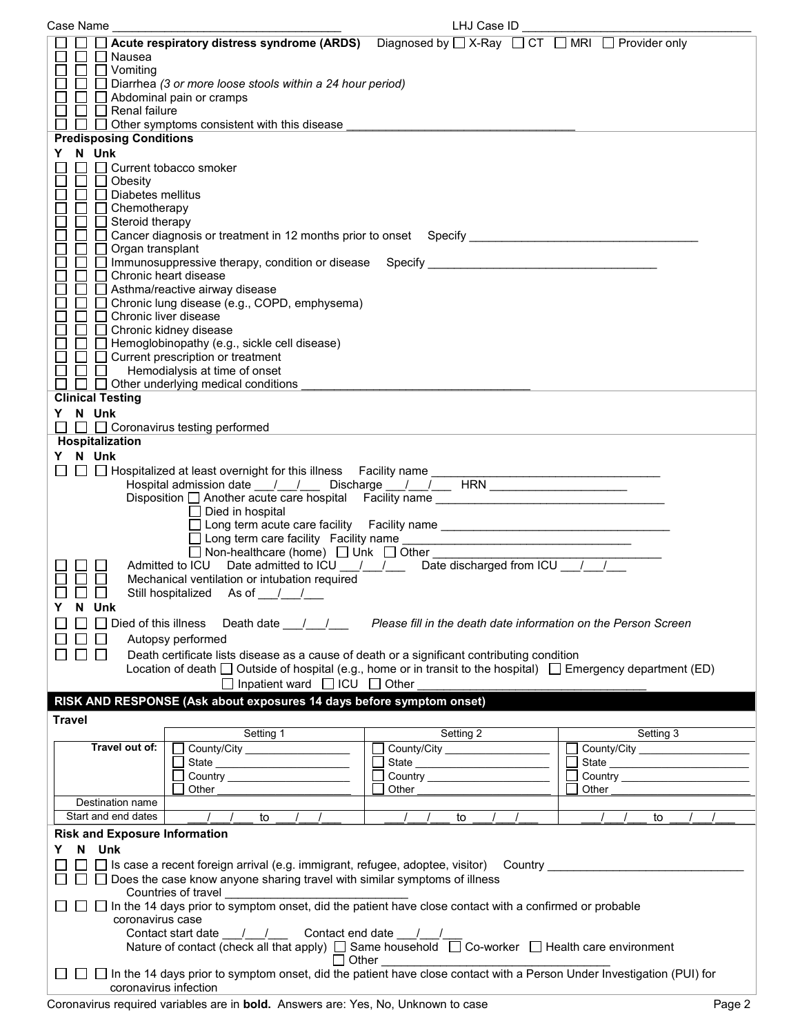Case Name ______________________________ LHJ Case ID ______________________________

☐ ☐ ☐ **Acute respiratory distress syndrome (ARDS)** Diagnosed by ☐ X-Ray ☐ CT ☐ MRI ☐ Provider only
☐ ☐ ☐ Nausea
☐ ☐ ☐ Vomiting
☐ ☐ ☐ Diarrhea *(3 or more loose stools within a 24 hour period)*
☐ ☐ ☐ Abdominal pain or cramps
☐ ☐ ☐ Renal failure
☐ ☐ ☐ Other symptoms consistent with this disease ______________________________

**Predisposing Conditions**

**Y N Unk**
☐ ☐ ☐ Current tobacco smoker
☐ ☐ ☐ Obesity
☐ ☐ ☐ Diabetes mellitus
☐ ☐ ☐ Chemotherapy
☐ ☐ ☐ Steroid therapy
☐ ☐ ☐ Cancer diagnosis or treatment in 12 months prior to onset Specify ______________________________
☐ ☐ ☐ Organ transplant
☐ ☐ ☐ Immunosuppressive therapy, condition or disease Specify ______________________________
☐ ☐ ☐ Chronic heart disease
☐ ☐ ☐ Asthma/reactive airway disease
☐ ☐ ☐ Chronic lung disease (e.g., COPD, emphysema)
☐ ☐ ☐ Chronic liver disease
☐ ☐ ☐ Chronic kidney disease
☐ ☐ ☐ Hemoglobinopathy (e.g., sickle cell disease)
☐ ☐ ☐ Current prescription or treatment
☐ ☐ ☐ Hemodialysis at time of onset
☐ ☐ ☐ Other underlying medical conditions ______________________________

**Clinical Testing**

**Y N Unk**
☐ ☐ ☐ Coronavirus testing performed

**Hospitalization**

**Y N Unk**
☐ ☐ ☐ Hospitalized at least overnight for this illness Facility name ______________________________
Hospital admission date ___/___/___ Discharge ___/___/___ HRN ____________________
Disposition ☐ Another acute care hospital Facility name ______________________________
☐ Died in hospital
☐ Long term acute care facility Facility name ______________________________
☐ Long term care facility Facility name ______________________________
☐ Non-healthcare (home) ☐ Unk ☐ Other ______________________________
☐ ☐ ☐ Admitted to ICU Date admitted to ICU ___/___/___ Date discharged from ICU ___/___/___
☐ ☐ ☐ Mechanical ventilation or intubation required
☐ ☐ ☐ Still hospitalized As of ___/___/___

**Y N Unk**
☐ ☐ ☐ Died of this illness Death date ___/___/___ *Please fill in the death date information on the Person Screen*
☐ ☐ ☐ Autopsy performed
☐ ☐ ☐ Death certificate lists disease as a cause of death or a significant contributing condition
Location of death ☐ Outside of hospital (e.g., home or in transit to the hospital) ☐ Emergency department (ED)
☐ Inpatient ward ☐ ICU ☐ Other ______________________________

## RISK AND RESPONSE (Ask about exposures 14 days before symptom onset)

**Travel**

| | Setting 1 | Setting 2 | Setting 3 |
|---|---|---|---|
| **Travel out of:** | ☐ County/City ________ ☐ State ________ ☐ Country ________ ☐ Other ________ | ☐ County/City ________ ☐ State ________ ☐ Country ________ ☐ Other ________ | ☐ County/City ________ ☐ State ________ ☐ Country ________ ☐ Other ________ |
| Destination name | | | |
| Start and end dates | ___/___/___ to ___/___/___ | ___/___/___ to ___/___/___ | ___/___/___ to ___/___/___ |

**Risk and Exposure Information**

**Y N Unk**
☐ ☐ ☐ Is case a recent foreign arrival (e.g. immigrant, refugee, adoptee, visitor) Country ______________________________
☐ ☐ ☐ Does the case know anyone sharing travel with similar symptoms of illness
Countries of travel ______________________________
☐ ☐ ☐ In the 14 days prior to symptom onset, did the patient have close contact with a confirmed or probable coronavirus case
Contact start date ___/___/___ Contact end date ___/___/___
Nature of contact (check all that apply) ☐ Same household ☐ Co-worker ☐ Health care environment
☐ Other ______________________________
☐ ☐ ☐ In the 14 days prior to symptom onset, did the patient have close contact with a Person Under Investigation (PUI) for coronavirus infection

Coronavirus required variables are in **bold**. Answers are: Yes, No, Unknown to case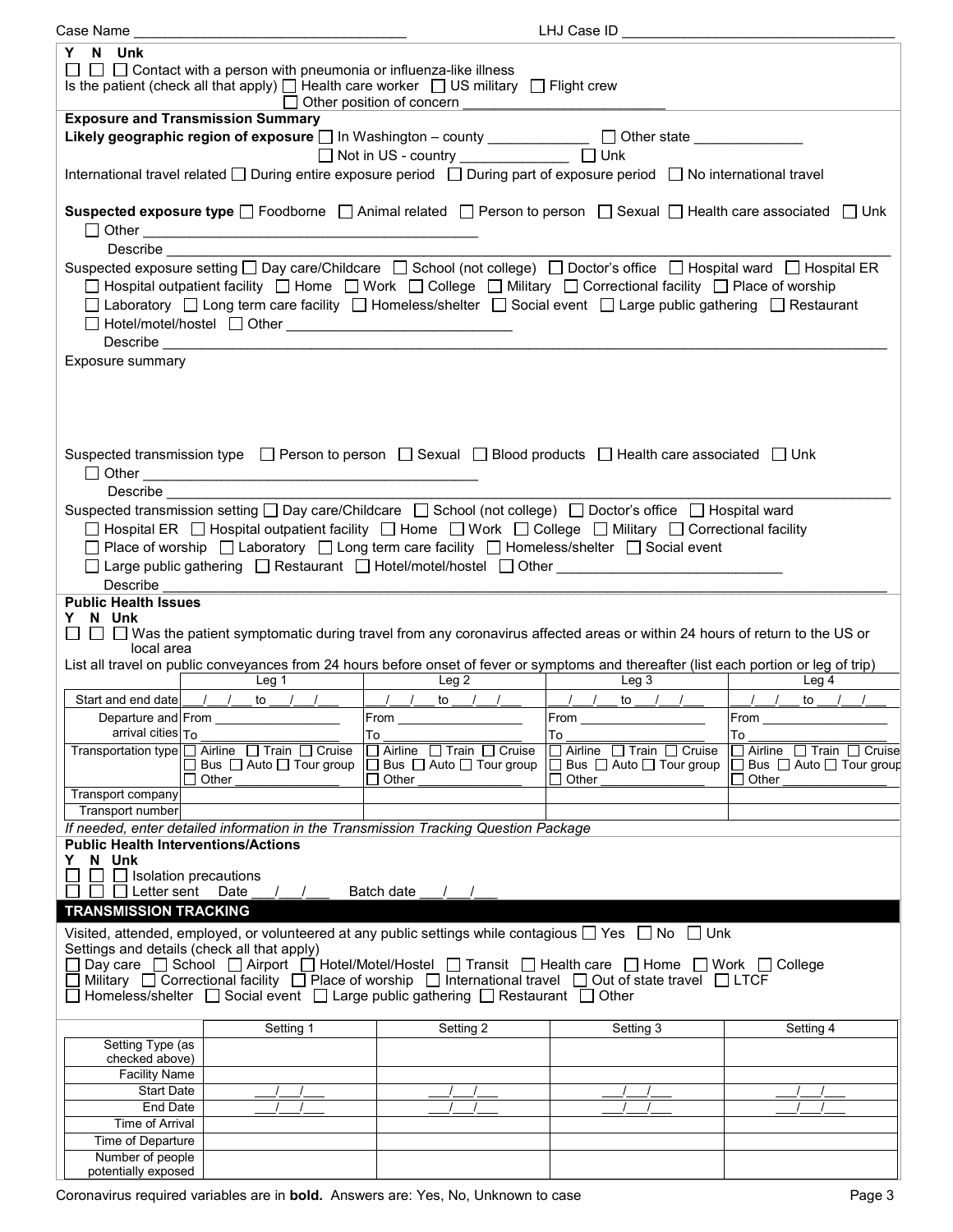Case Name ________________________________ LHJ Case ID ________________________________

Y N Unk

☐ ☐ ☐ Contact with a person with pneumonia or influenza-like illness

Is the patient (check all that apply) ☐ Health care worker ☐ US military ☐ Flight crew ☐ Other position of concern ________________________

**Exposure and Transmission Summary**

**Likely geographic region of exposure** ☐ In Washington – county ____________ ☐ Other state ____________ ☐ Not in US - country ____________ ☐ Unk

International travel related ☐ During entire exposure period ☐ During part of exposure period ☐ No international travel

**Suspected exposure type** ☐ Foodborne ☐ Animal related ☐ Person to person ☐ Sexual ☐ Health care associated ☐ Unk ☐ Other ________________________________________

Describe ________________________________________________________________

Suspected exposure setting ☐ Day care/Childcare ☐ School (not college) ☐ Doctor's office ☐ Hospital ward ☐ Hospital ER ☐ Hospital outpatient facility ☐ Home ☐ Work ☐ College ☐ Military ☐ Correctional facility ☐ Place of worship ☐ Laboratory ☐ Long term care facility ☐ Homeless/shelter ☐ Social event ☐ Large public gathering ☐ Restaurant ☐ Hotel/motel/hostel ☐ Other ____________________________

Describe ________________________________________________________________

Exposure summary

Suspected transmission type ☐ Person to person ☐ Sexual ☐ Blood products ☐ Health care associated ☐ Unk ☐ Other ________________________________________

Describe ________________________________________________________________

Suspected transmission setting ☐ Day care/Childcare ☐ School (not college) ☐ Doctor's office ☐ Hospital ward ☐ Hospital ER ☐ Hospital outpatient facility ☐ Home ☐ Work ☐ College ☐ Military ☐ Correctional facility ☐ Place of worship ☐ Laboratory ☐ Long term care facility ☐ Homeless/shelter ☐ Social event ☐ Large public gathering ☐ Restaurant ☐ Hotel/motel/hostel ☐ Other ____________________________

Describe ________________________________________________________________

**Public Health Issues**

Y N Unk

☐ ☐ ☐ Was the patient symptomatic during travel from any coronavirus affected areas or within 24 hours of return to the US or local area

List all travel on public conveyances from 24 hours before onset of fever or symptoms and thereafter (list each portion or leg of trip)

| | Leg 1 | Leg 2 | Leg 3 | Leg 4 |
|---|---|---|---|---|
| Start and end date | __/__/__ to __/__/__ | __/__/__ to __/__/__ | __/__/__ to __/__/__ | __/__/__ to __/__/__ |
| Departure and arrival cities | From ________ To ________ | From ________ To ________ | From ________ To ________ | From ________ To ________ |
| Transportation type | ☐ Airline ☐ Train ☐ Cruise ☐ Bus ☐ Auto ☐ Tour group ☐ Other ________ | ☐ Airline ☐ Train ☐ Cruise ☐ Bus ☐ Auto ☐ Tour group ☐ Other ________ | ☐ Airline ☐ Train ☐ Cruise ☐ Bus ☐ Auto ☐ Tour group ☐ Other ________ | ☐ Airline ☐ Train ☐ Cruise ☐ Bus ☐ Auto ☐ Tour group ☐ Other ________ |
| Transport company | | | | |
| Transport number | | | | |

*If needed, enter detailed information in the Transmission Tracking Question Package*

**Public Health Interventions/Actions**

Y N Unk

☐ ☐ ☐ Isolation precautions

☐ ☐ ☐ Letter sent Date __/__/__ Batch date __/__/__

## TRANSMISSION TRACKING

Visited, attended, employed, or volunteered at any public settings while contagious ☐ Yes ☐ No ☐ Unk

Settings and details (check all that apply)

☐ Day care ☐ School ☐ Airport ☐ Hotel/Motel/Hostel ☐ Transit ☐ Health care ☐ Home ☐ Work ☐ College ☐ Military ☐ Correctional facility ☐ Place of worship ☐ International travel ☐ Out of state travel ☐ LTCF ☐ Homeless/shelter ☐ Social event ☐ Large public gathering ☐ Restaurant ☐ Other

| | Setting 1 | Setting 2 | Setting 3 | Setting 4 |
|---|---|---|---|---|
| Setting Type (as checked above) | | | | |
| Facility Name | | | | |
| Start Date | __/__/__ | __/__/__ | __/__/__ | __/__/__ |
| End Date | __/__/__ | __/__/__ | __/__/__ | __/__/__ |
| Time of Arrival | | | | |
| Time of Departure | | | | |
| Number of people potentially exposed | | | | |

Coronavirus required variables are in **bold.** Answers are: Yes, No, Unknown to case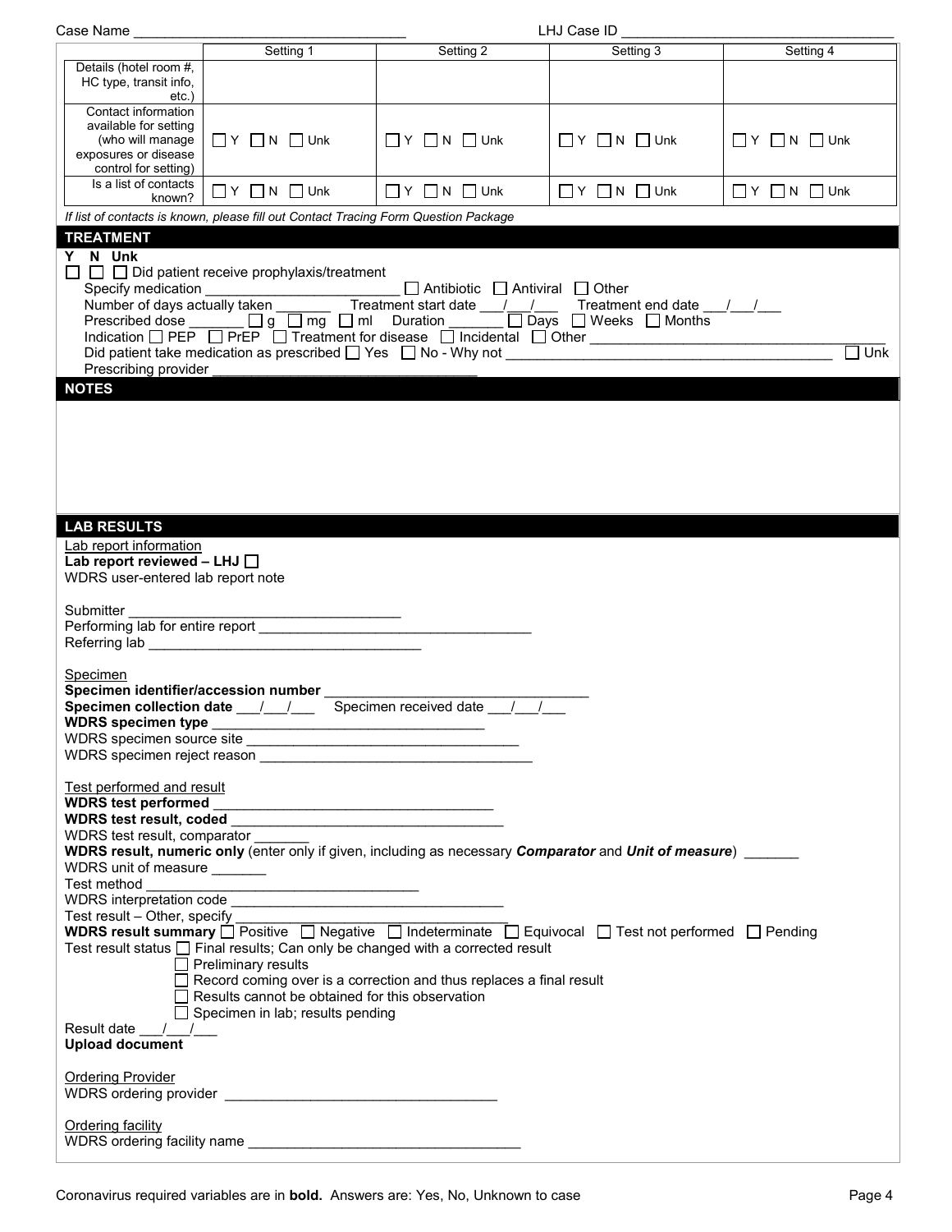Case Name ____________________ LHJ Case ID ____________________

| | Setting 1 | Setting 2 | Setting 3 | Setting 4 |
|---|---|---|---|---|
| Details (hotel room #, HC type, transit info, etc.) | | | | |
| Contact information available for setting (who will manage exposures or disease control for setting) | ☐ Y ☐ N ☐ Unk | ☐ Y ☐ N ☐ Unk | ☐ Y ☐ N ☐ Unk | ☐ Y ☐ N ☐ Unk |
| Is a list of contacts known? | ☐ Y ☐ N ☐ Unk | ☐ Y ☐ N ☐ Unk | ☐ Y ☐ N ☐ Unk | ☐ Y ☐ N ☐ Unk |

*If list of contacts is known, please fill out Contact Tracing Form Question Package*

## TREATMENT

**Y N Unk**

☐ ☐ ☐ Did patient receive prophylaxis/treatment

Specify medication ____________________ ☐ Antibiotic ☐ Antiviral ☐ Other

Number of days actually taken _______ Treatment start date ___/___/___ Treatment end date ___/___/___

Prescribed dose _______ ☐ g ☐ mg ☐ ml Duration _______ ☐ Days ☐ Weeks ☐ Months

Indication ☐ PEP ☐ PrEP ☐ Treatment for disease ☐ Incidental ☐ Other ____________________

Did patient take medication as prescribed ☐ Yes ☐ No - Why not ____________________ ☐ Unk

Prescribing provider ____________________

## NOTES

## LAB RESULTS

Lab report information

**Lab report reviewed – LHJ** ☐

WDRS user-entered lab report note

Submitter ____________________

Performing lab for entire report ____________________

Referring lab ____________________

Specimen

**Specimen identifier/accession number** ____________________

**Specimen collection date** ___/___/___ Specimen received date ___/___/___

**WDRS specimen type** ____________________

WDRS specimen source site ____________________

WDRS specimen reject reason ____________________

Test performed and result

**WDRS test performed** ____________________

**WDRS test result, coded** ____________________

WDRS test result, comparator _______

**WDRS result, numeric only** (enter only if given, including as necessary ***Comparator*** and ***Unit of measure***) _______

WDRS unit of measure _______

Test method ____________________

WDRS interpretation code ____________________

Test result – Other, specify ____________________

**WDRS result summary** ☐ Positive ☐ Negative ☐ Indeterminate ☐ Equivocal ☐ Test not performed ☐ Pending

Test result status ☐ Final results; Can only be changed with a corrected result
☐ Preliminary results
☐ Record coming over is a correction and thus replaces a final result
☐ Results cannot be obtained for this observation
☐ Specimen in lab; results pending

Result date ___/___/___

**Upload document**

Ordering Provider

WDRS ordering provider ____________________

Ordering facility

WDRS ordering facility name ____________________

Coronavirus required variables are in **bold.** Answers are: Yes, No, Unknown to case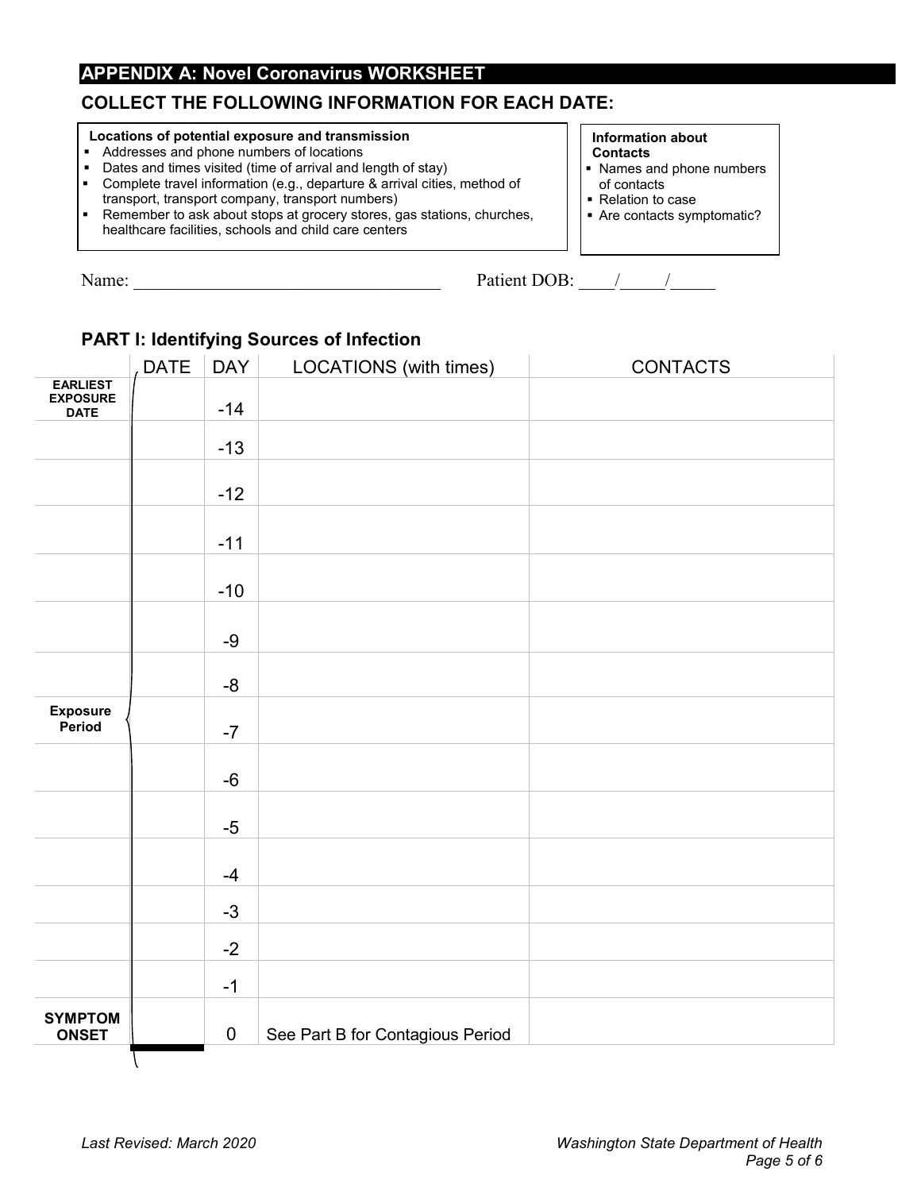## APPENDIX A: Novel Coronavirus WORKSHEET

### COLLECT THE FOLLOWING INFORMATION FOR EACH DATE:

**Locations of potential exposure and transmission**

- Addresses and phone numbers of locations
- Dates and times visited (time of arrival and length of stay)
- Complete travel information (e.g., departure & arrival cities, method of transport, transport company, transport numbers)
- Remember to ask about stops at grocery stores, gas stations, churches, healthcare facilities, schools and child care centers

**Information about Contacts**

- Names and phone numbers of contacts
- Relation to case
- Are contacts symptomatic?

Name: ___________________________________ Patient DOB: ____/_____/_____

### PART I: Identifying Sources of Infection

| | DATE | DAY | LOCATIONS (with times) | CONTACTS |
|---|---|---|---|---|
| **EARLIEST EXPOSURE DATE** | | -14 | | |
| | | -13 | | |
| | | -12 | | |
| | | -11 | | |
| | | -10 | | |
| | | -9 | | |
| | | -8 | | |
| **Exposure Period** | | -7 | | |
| | | -6 | | |
| | | -5 | | |
| | | -4 | | |
| | | -3 | | |
| | | -2 | | |
| | | -1 | | |
| **SYMPTOM ONSET** | | 0 | See Part B for Contagious Period | |

*Last Revised: March 2020*

*Washington State Department of Health*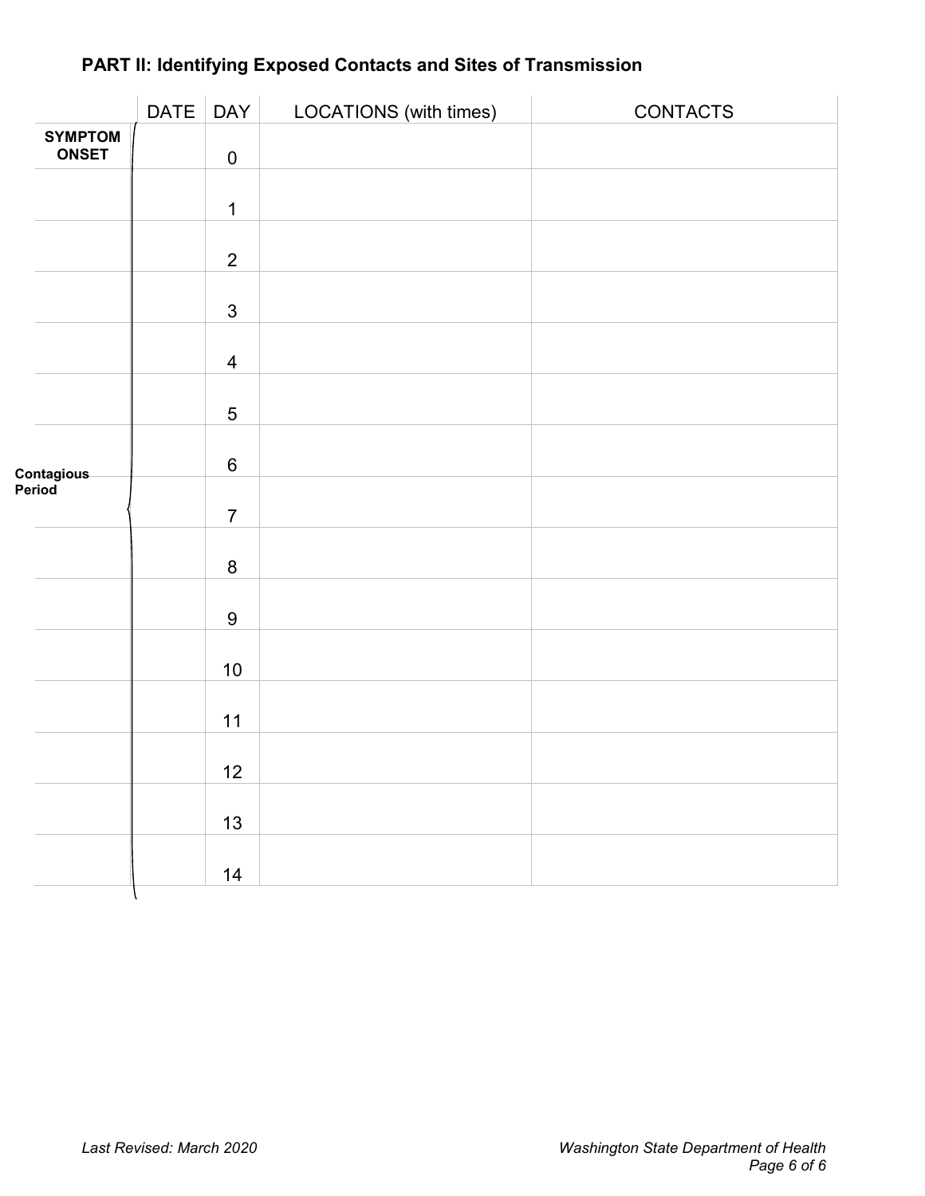## PART II: Identifying Exposed Contacts and Sites of Transmission

| | DATE | DAY | LOCATIONS (with times) | CONTACTS |
|---|---|---|---|---|
| **SYMPTOM ONSET** | | 0 | | |
| | | 1 | | |
| | | 2 | | |
| | | 3 | | |
| | | 4 | | |
| | | 5 | | |
| **Contagious Period** | | 6 | | |
| | | 7 | | |
| | | 8 | | |
| | | 9 | | |
| | | 10 | | |
| | | 11 | | |
| | | 12 | | |
| | | 13 | | |
| | | 14 | | |

*Last Revised: March 2020*

*Washington State Department of Health*